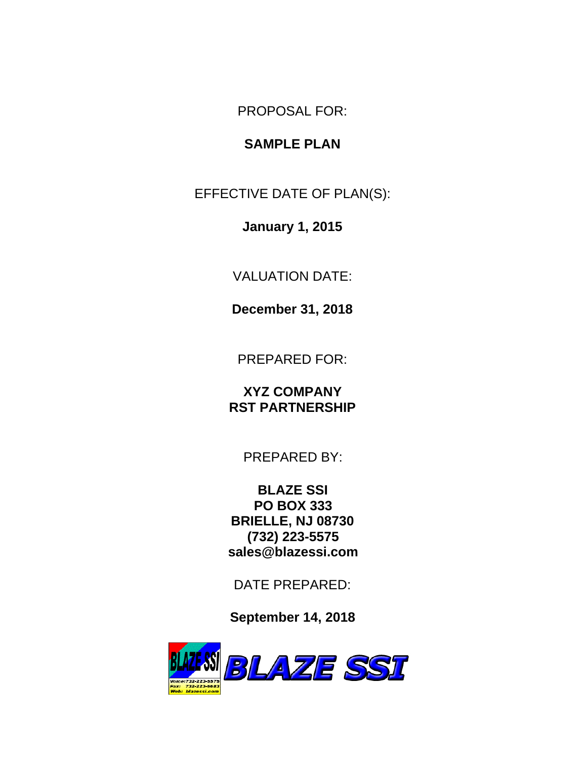PROPOSAL FOR:

**SAMPLE PLAN**

EFFECTIVE DATE OF PLAN(S):

**January 1, 2015**

VALUATION DATE:

**December 31, 2018**

PREPARED FOR:

**XYZ COMPANY**
**RST PARTNERSHIP**

PREPARED BY:

**BLAZE SSI**
**PO BOX 333**
**BRIELLE, NJ 08730**
**(732) 223-5575**
**sales@blazessi.com**

DATE PREPARED:

**September 14, 2018**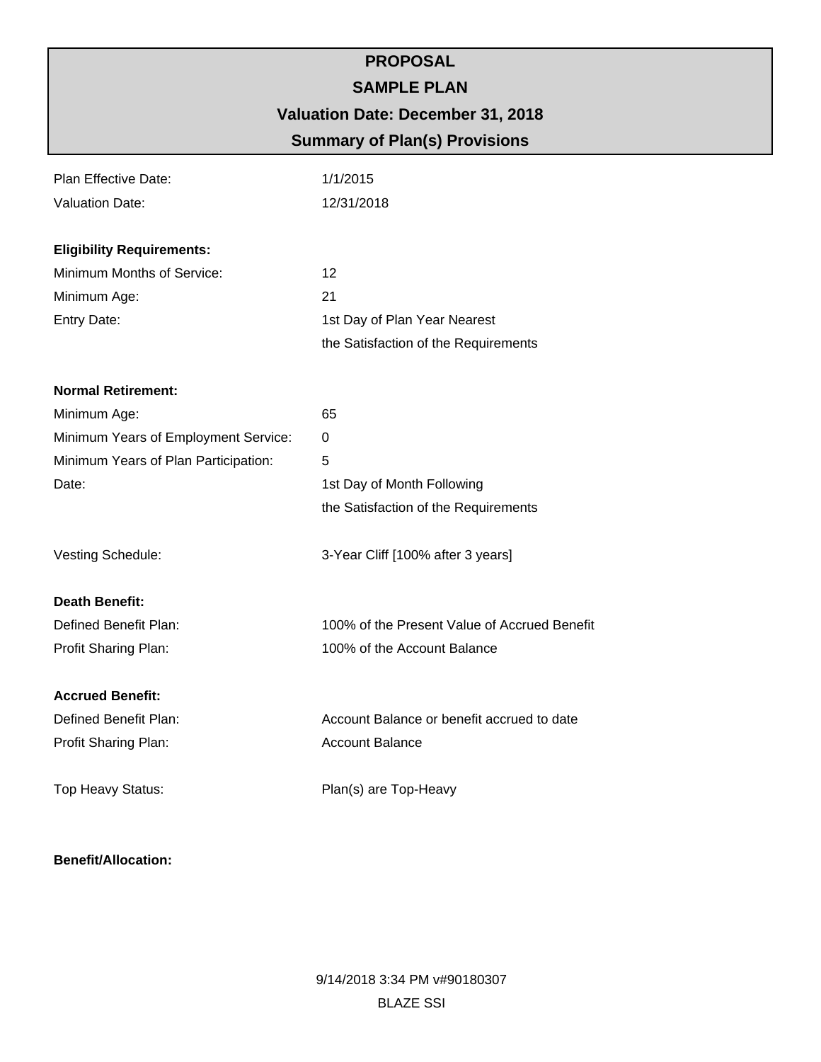# PROPOSAL

## SAMPLE PLAN

## Valuation Date: December 31, 2018

## Summary of Plan(s) Provisions

| | |
|---|---|
| Plan Effective Date: | 1/1/2015 |
| Valuation Date: | 12/31/2018 |

**Eligibility Requirements:**

| | |
|---|---|
| Minimum Months of Service: | 12 |
| Minimum Age: | 21 |
| Entry Date: | 1st Day of Plan Year Nearest the Satisfaction of the Requirements |

**Normal Retirement:**

| | |
|---|---|
| Minimum Age: | 65 |
| Minimum Years of Employment Service: | 0 |
| Minimum Years of Plan Participation: | 5 |
| Date: | 1st Day of Month Following the Satisfaction of the Requirements |

| | |
|---|---|
| Vesting Schedule: | 3-Year Cliff [100% after 3 years] |

**Death Benefit:**

| | |
|---|---|
| Defined Benefit Plan: | 100% of the Present Value of Accrued Benefit |
| Profit Sharing Plan: | 100% of the Account Balance |

**Accrued Benefit:**

| | |
|---|---|
| Defined Benefit Plan: | Account Balance or benefit accrued to date |
| Profit Sharing Plan: | Account Balance |

| | |
|---|---|
| Top Heavy Status: | Plan(s) are Top-Heavy |

**Benefit/Allocation:**

9/14/2018 3:34 PM v#90180307

BLAZE SSI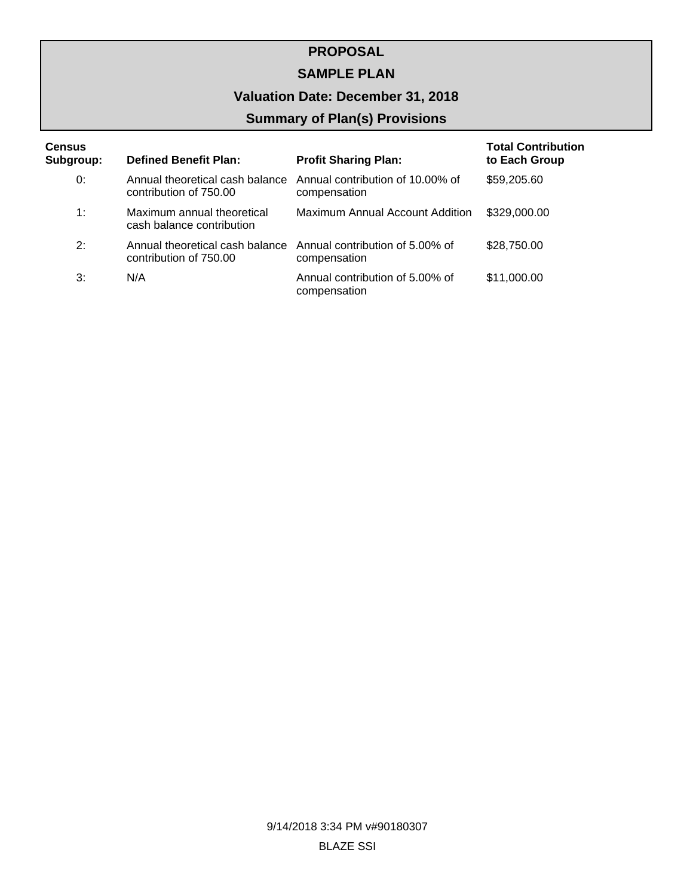# PROPOSAL

## SAMPLE PLAN

## Valuation Date: December 31, 2018

## Summary of Plan(s) Provisions

| Census Subgroup: | Defined Benefit Plan: | Profit Sharing Plan: | Total Contribution to Each Group |
|---|---|---|---|
| 0: | Annual theoretical cash balance contribution of 750.00 | Annual contribution of 10.00% of compensation | $59,205.60 |
| 1: | Maximum annual theoretical cash balance contribution | Maximum Annual Account Addition | $329,000.00 |
| 2: | Annual theoretical cash balance contribution of 750.00 | Annual contribution of 5.00% of compensation | $28,750.00 |
| 3: | N/A | Annual contribution of 5.00% of compensation | $11,000.00 |

9/14/2018 3:34 PM v#90180307

BLAZE SSI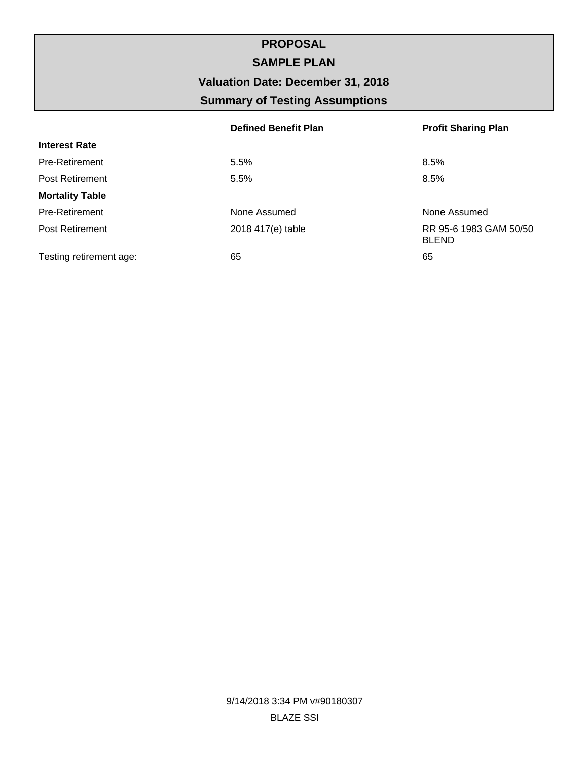# PROPOSAL

## SAMPLE PLAN

## Valuation Date: December 31, 2018

## Summary of Testing Assumptions

| | Defined Benefit Plan | Profit Sharing Plan |
|---|---|---|
| **Interest Rate** | | |
| Pre-Retirement | 5.5% | 8.5% |
| Post Retirement | 5.5% | 8.5% |
| **Mortality Table** | | |
| Pre-Retirement | None Assumed | None Assumed |
| Post Retirement | 2018 417(e) table | RR 95-6 1983 GAM 50/50 BLEND |
| Testing retirement age: | 65 | 65 |

9/14/2018 3:34 PM v#90180307

BLAZE SSI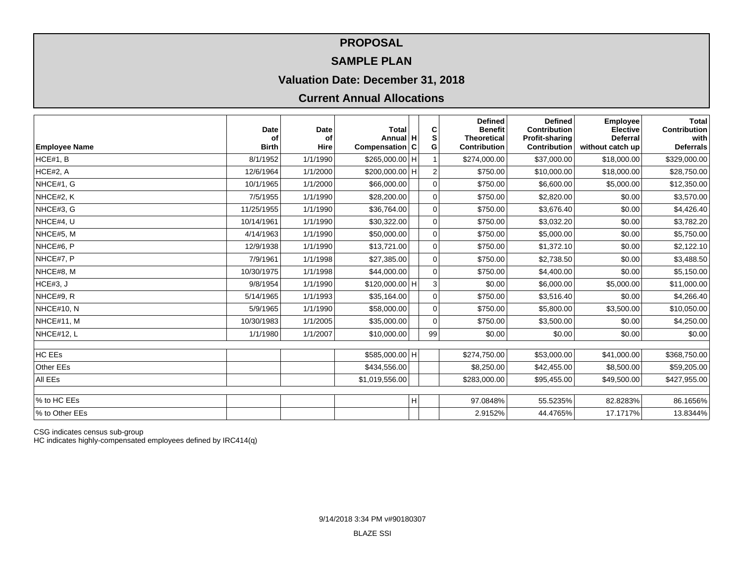# PROPOSAL

## SAMPLE PLAN

### Valuation Date: December 31, 2018

### Current Annual Allocations

| Employee Name | Date of Birth | Date of Hire | Total Annual Compensation | HC | CSG | Defined Benefit Theoretical Contribution | Defined Contribution Profit-sharing Contribution | Employee Elective Deferral without catch up | Total Contribution with Deferrals |
|---|---|---|---|---|---|---|---|---|---|
| HCE#1, B | 8/1/1952 | 1/1/1990 | $265,000.00 | H | 1 | $274,000.00 | $37,000.00 | $18,000.00 | $329,000.00 |
| HCE#2, A | 12/6/1964 | 1/1/2000 | $200,000.00 | H | 2 | $750.00 | $10,000.00 | $18,000.00 | $28,750.00 |
| NHCE#1, G | 10/1/1965 | 1/1/2000 | $66,000.00 | | 0 | $750.00 | $6,600.00 | $5,000.00 | $12,350.00 |
| NHCE#2, K | 7/5/1955 | 1/1/1990 | $28,200.00 | | 0 | $750.00 | $2,820.00 | $0.00 | $3,570.00 |
| NHCE#3, G | 11/25/1955 | 1/1/1990 | $36,764.00 | | 0 | $750.00 | $3,676.40 | $0.00 | $4,426.40 |
| NHCE#4, U | 10/14/1961 | 1/1/1990 | $30,322.00 | | 0 | $750.00 | $3,032.20 | $0.00 | $3,782.20 |
| NHCE#5, M | 4/14/1963 | 1/1/1990 | $50,000.00 | | 0 | $750.00 | $5,000.00 | $0.00 | $5,750.00 |
| NHCE#6, P | 12/9/1938 | 1/1/1990 | $13,721.00 | | 0 | $750.00 | $1,372.10 | $0.00 | $2,122.10 |
| NHCE#7, P | 7/9/1961 | 1/1/1998 | $27,385.00 | | 0 | $750.00 | $2,738.50 | $0.00 | $3,488.50 |
| NHCE#8, M | 10/30/1975 | 1/1/1998 | $44,000.00 | | 0 | $750.00 | $4,400.00 | $0.00 | $5,150.00 |
| HCE#3, J | 9/8/1954 | 1/1/1990 | $120,000.00 | H | 3 | $0.00 | $6,000.00 | $5,000.00 | $11,000.00 |
| NHCE#9, R | 5/14/1965 | 1/1/1993 | $35,164.00 | | 0 | $750.00 | $3,516.40 | $0.00 | $4,266.40 |
| NHCE#10, N | 5/9/1965 | 1/1/1990 | $58,000.00 | | 0 | $750.00 | $5,800.00 | $3,500.00 | $10,050.00 |
| NHCE#11, M | 10/30/1983 | 1/1/2005 | $35,000.00 | | 0 | $750.00 | $3,500.00 | $0.00 | $4,250.00 |
| NHCE#12, L | 1/1/1980 | 1/1/2007 | $10,000.00 | | 99 | $0.00 | $0.00 | $0.00 | $0.00 |
| | | | | | | | | | |
| HC EEs | | | $585,000.00 | H | | $274,750.00 | $53,000.00 | $41,000.00 | $368,750.00 |
| Other EEs | | | $434,556.00 | | | $8,250.00 | $42,455.00 | $8,500.00 | $59,205.00 |
| All EEs | | | $1,019,556.00 | | | $283,000.00 | $95,455.00 | $49,500.00 | $427,955.00 |
| | | | | | | | | | |
| % to HC EEs | | | | H | | 97.0848% | 55.5235% | 82.8283% | 86.1656% |
| % to Other EEs | | | | | | 2.9152% | 44.4765% | 17.1717% | 13.8344% |

CSG indicates census sub-group
HC indicates highly-compensated employees defined by IRC414(q)

9/14/2018 3:34 PM v#90180307

BLAZE SSI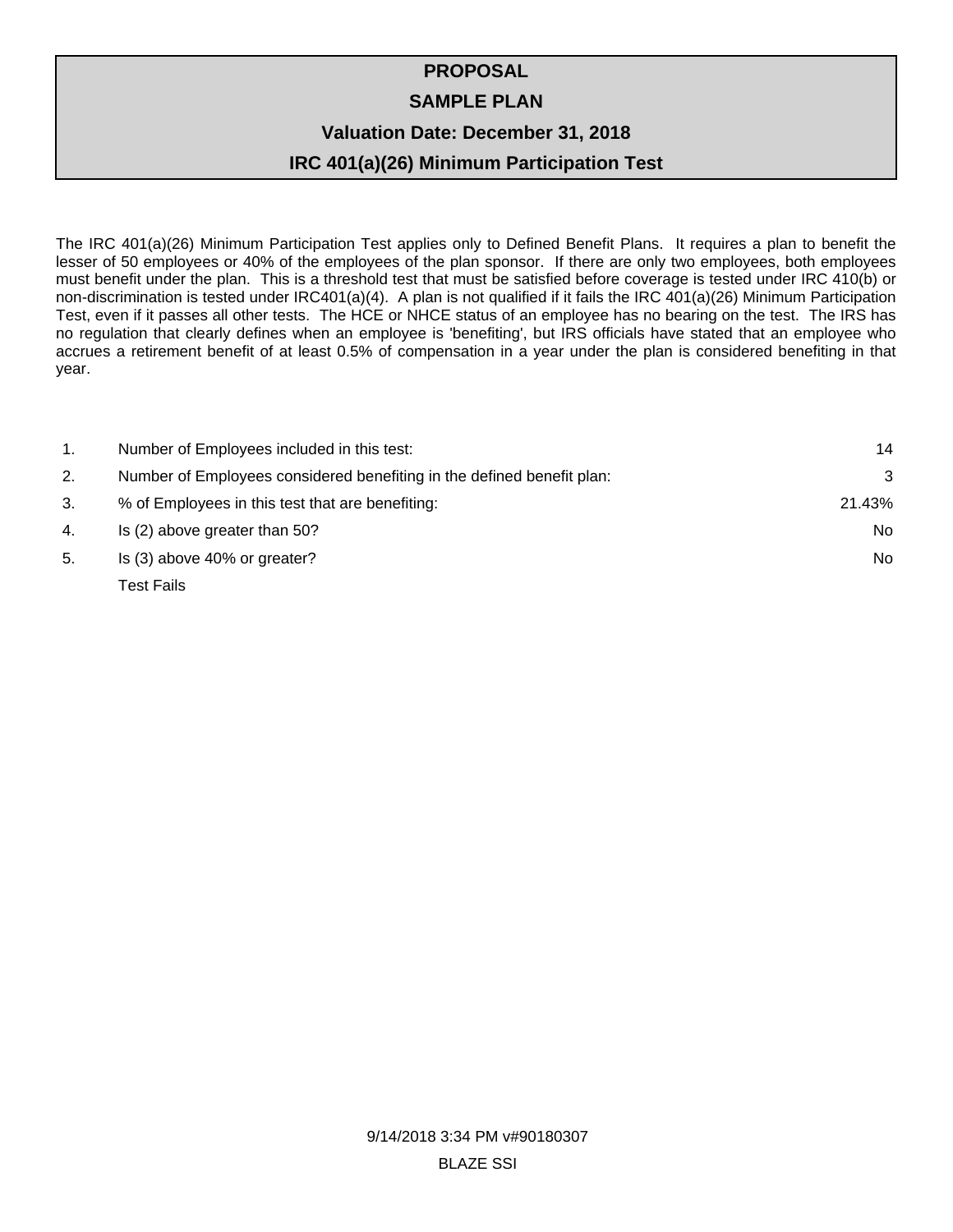# PROPOSAL

## SAMPLE PLAN

### Valuation Date: December 31, 2018

### IRC 401(a)(26) Minimum Participation Test

The IRC 401(a)(26) Minimum Participation Test applies only to Defined Benefit Plans. It requires a plan to benefit the lesser of 50 employees or 40% of the employees of the plan sponsor. If there are only two employees, both employees must benefit under the plan. This is a threshold test that must be satisfied before coverage is tested under IRC 410(b) or non-discrimination is tested under IRC401(a)(4). A plan is not qualified if it fails the IRC 401(a)(26) Minimum Participation Test, even if it passes all other tests. The HCE or NHCE status of an employee has no bearing on the test. The IRS has no regulation that clearly defines when an employee is 'benefiting', but IRS officials have stated that an employee who accrues a retirement benefit of at least 0.5% of compensation in a year under the plan is considered benefiting in that year.

| | | |
|---|---|---|
| 1. | Number of Employees included in this test: | 14 |
| 2. | Number of Employees considered benefiting in the defined benefit plan: | 3 |
| 3. | % of Employees in this test that are benefiting: | 21.43% |
| 4. | Is (2) above greater than 50? | No |
| 5. | Is (3) above 40% or greater? | No |
| | Test Fails | |

9/14/2018 3:34 PM v#90180307

BLAZE SSI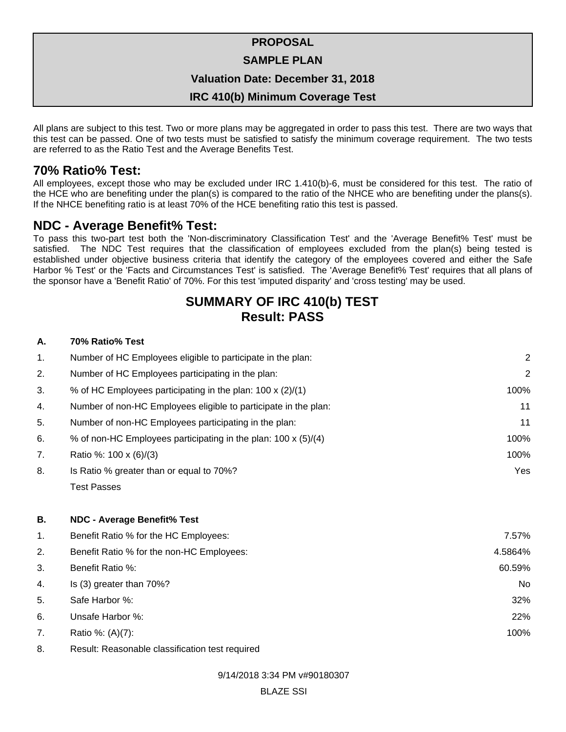**PROPOSAL**

**SAMPLE PLAN**

**Valuation Date: December 31, 2018**

**IRC 410(b) Minimum Coverage Test**

All plans are subject to this test. Two or more plans may be aggregated in order to pass this test. There are two ways that this test can be passed. One of two tests must be satisfied to satisfy the minimum coverage requirement. The two tests are referred to as the Ratio Test and the Average Benefits Test.

## 70% Ratio% Test:

All employees, except those who may be excluded under IRC 1.410(b)-6, must be considered for this test. The ratio of the HCE who are benefiting under the plan(s) is compared to the ratio of the NHCE who are benefiting under the plans(s). If the NHCE benefiting ratio is at least 70% of the HCE benefiting ratio this test is passed.

## NDC - Average Benefit% Test:

To pass this two-part test both the 'Non-discriminatory Classification Test' and the 'Average Benefit% Test' must be satisfied. The NDC Test requires that the classification of employees excluded from the plan(s) being tested is established under objective business criteria that identify the category of the employees covered and either the Safe Harbor % Test' or the 'Facts and Circumstances Test' is satisfied. The 'Average Benefit% Test' requires that all plans of the sponsor have a 'Benefit Ratio' of 70%. For this test 'imputed disparity' and 'cross testing' may be used.

## SUMMARY OF IRC 410(b) TEST
## Result: PASS

| | | |
|---|---|---|
| **A.** | **70% Ratio% Test** | |
| 1. | Number of HC Employees eligible to participate in the plan: | 2 |
| 2. | Number of HC Employees participating in the plan: | 2 |
| 3. | % of HC Employees participating in the plan: 100 x (2)/(1) | 100% |
| 4. | Number of non-HC Employees eligible to participate in the plan: | 11 |
| 5. | Number of non-HC Employees participating in the plan: | 11 |
| 6. | % of non-HC Employees participating in the plan: 100 x (5)/(4) | 100% |
| 7. | Ratio %: 100 x (6)/(3) | 100% |
| 8. | Is Ratio % greater than or equal to 70%? | Yes |
| | Test Passes | |

| | | |
|---|---|---|
| **B.** | **NDC - Average Benefit% Test** | |
| 1. | Benefit Ratio % for the HC Employees: | 7.57% |
| 2. | Benefit Ratio % for the non-HC Employees: | 4.5864% |
| 3. | Benefit Ratio %: | 60.59% |
| 4. | Is (3) greater than 70%? | No |
| 5. | Safe Harbor %: | 32% |
| 6. | Unsafe Harbor %: | 22% |
| 7. | Ratio %: (A)(7): | 100% |
| 8. | Result: Reasonable classification test required | |

9/14/2018 3:34 PM v#90180307

BLAZE SSI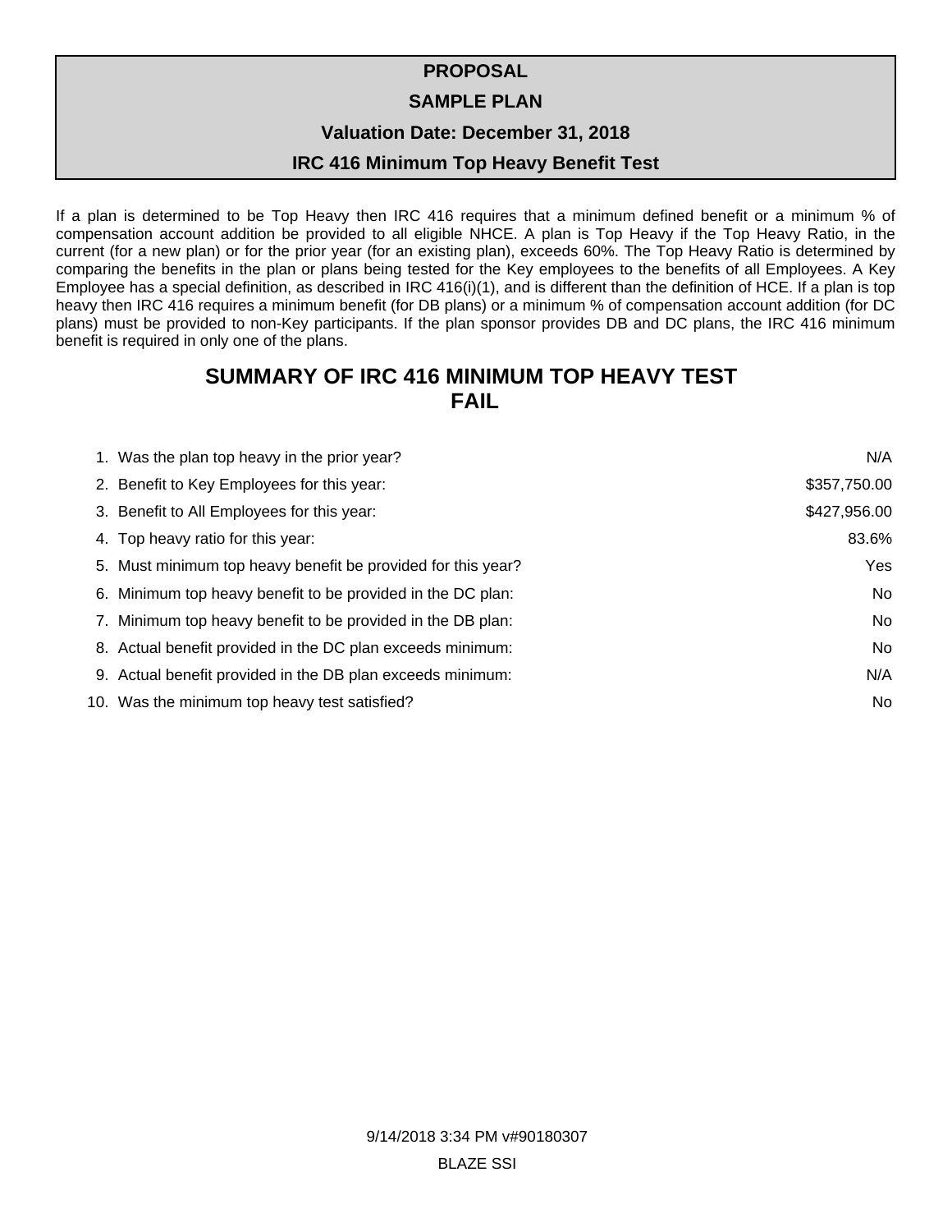# PROPOSAL

## SAMPLE PLAN

### Valuation Date: December 31, 2018

### IRC 416 Minimum Top Heavy Benefit Test

If a plan is determined to be Top Heavy then IRC 416 requires that a minimum defined benefit or a minimum % of compensation account addition be provided to all eligible NHCE. A plan is Top Heavy if the Top Heavy Ratio, in the current (for a new plan) or for the prior year (for an existing plan), exceeds 60%. The Top Heavy Ratio is determined by comparing the benefits in the plan or plans being tested for the Key employees to the benefits of all Employees. A Key Employee has a special definition, as described in IRC 416(i)(1), and is different than the definition of HCE. If a plan is top heavy then IRC 416 requires a minimum benefit (for DB plans) or a minimum % of compensation account addition (for DC plans) must be provided to non-Key participants. If the plan sponsor provides DB and DC plans, the IRC 416 minimum benefit is required in only one of the plans.

## SUMMARY OF IRC 416 MINIMUM TOP HEAVY TEST
## FAIL

| | |
|---|---|
| 1. Was the plan top heavy in the prior year? | N/A |
| 2. Benefit to Key Employees for this year: | $357,750.00 |
| 3. Benefit to All Employees for this year: | $427,956.00 |
| 4. Top heavy ratio for this year: | 83.6% |
| 5. Must minimum top heavy benefit be provided for this year? | Yes |
| 6. Minimum top heavy benefit to be provided in the DC plan: | No |
| 7. Minimum top heavy benefit to be provided in the DB plan: | No |
| 8. Actual benefit provided in the DC plan exceeds minimum: | No |
| 9. Actual benefit provided in the DB plan exceeds minimum: | N/A |
| 10. Was the minimum top heavy test satisfied? | No |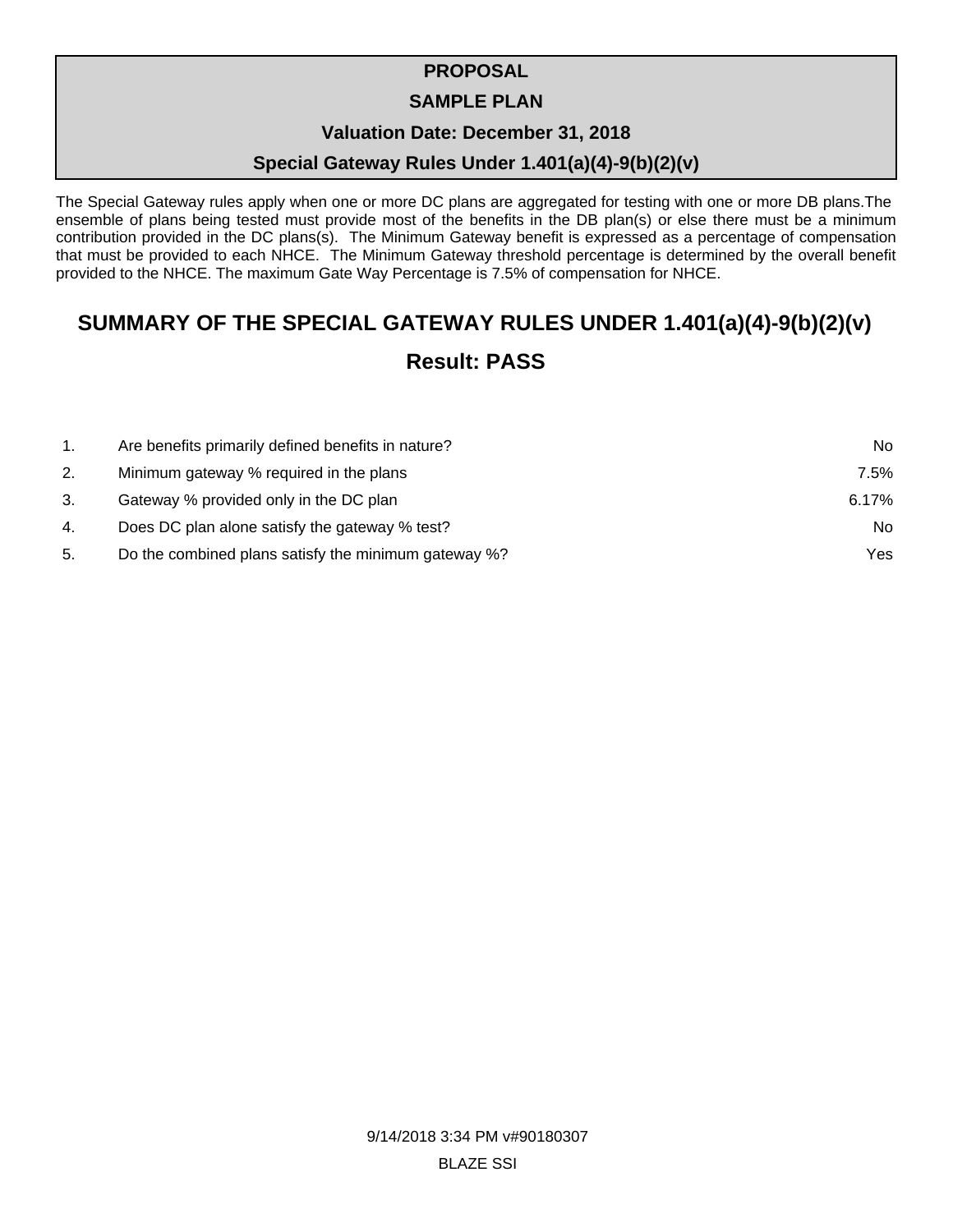**PROPOSAL**

**SAMPLE PLAN**

**Valuation Date: December 31, 2018**

**Special Gateway Rules Under 1.401(a)(4)-9(b)(2)(v)**

The Special Gateway rules apply when one or more DC plans are aggregated for testing with one or more DB plans.The ensemble of plans being tested must provide most of the benefits in the DB plan(s) or else there must be a minimum contribution provided in the DC plans(s). The Minimum Gateway benefit is expressed as a percentage of compensation that must be provided to each NHCE. The Minimum Gateway threshold percentage is determined by the overall benefit provided to the NHCE. The maximum Gate Way Percentage is 7.5% of compensation for NHCE.

## SUMMARY OF THE SPECIAL GATEWAY RULES UNDER 1.401(a)(4)-9(b)(2)(v)

## Result: PASS

| | | |
|---|---|---|
| 1. | Are benefits primarily defined benefits in nature? | No |
| 2. | Minimum gateway % required in the plans | 7.5% |
| 3. | Gateway % provided only in the DC plan | 6.17% |
| 4. | Does DC plan alone satisfy the gateway % test? | No |
| 5. | Do the combined plans satisfy the minimum gateway %? | Yes |

9/14/2018 3:34 PM v#90180307

BLAZE SSI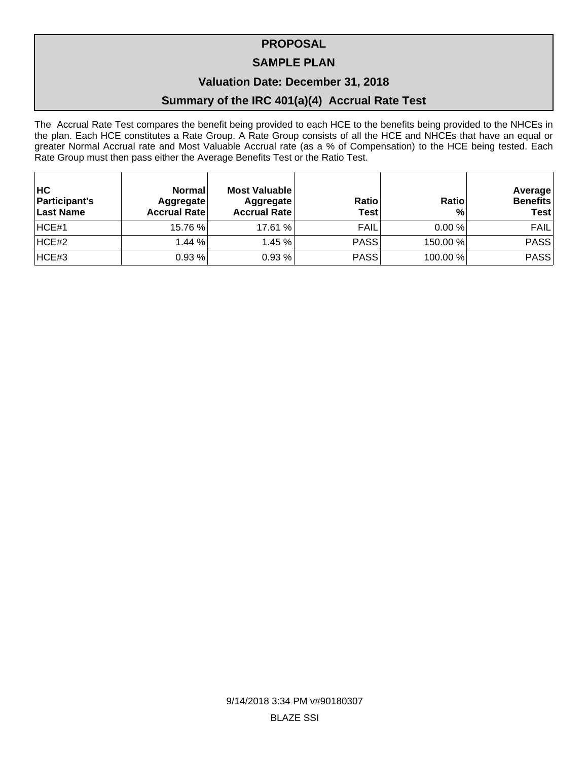# PROPOSAL

## SAMPLE PLAN

## Valuation Date: December 31, 2018

## Summary of the IRC 401(a)(4) Accrual Rate Test

The Accrual Rate Test compares the benefit being provided to each HCE to the benefits being provided to the NHCEs in the plan. Each HCE constitutes a Rate Group. A Rate Group consists of all the HCE and NHCEs that have an equal or greater Normal Accrual rate and Most Valuable Accrual rate (as a % of Compensation) to the HCE being tested. Each Rate Group must then pass either the Average Benefits Test or the Ratio Test.

| HC Participant's Last Name | Normal Aggregate Accrual Rate | Most Valuable Aggregate Accrual Rate | Ratio Test | Ratio % | Average Benefits Test |
|---|---|---|---|---|---|
| HCE#1 | 15.76 % | 17.61 % | FAIL | 0.00 % | FAIL |
| HCE#2 | 1.44 % | 1.45 % | PASS | 150.00 % | PASS |
| HCE#3 | 0.93 % | 0.93 % | PASS | 100.00 % | PASS |

9/14/2018 3:34 PM v#90180307

BLAZE SSI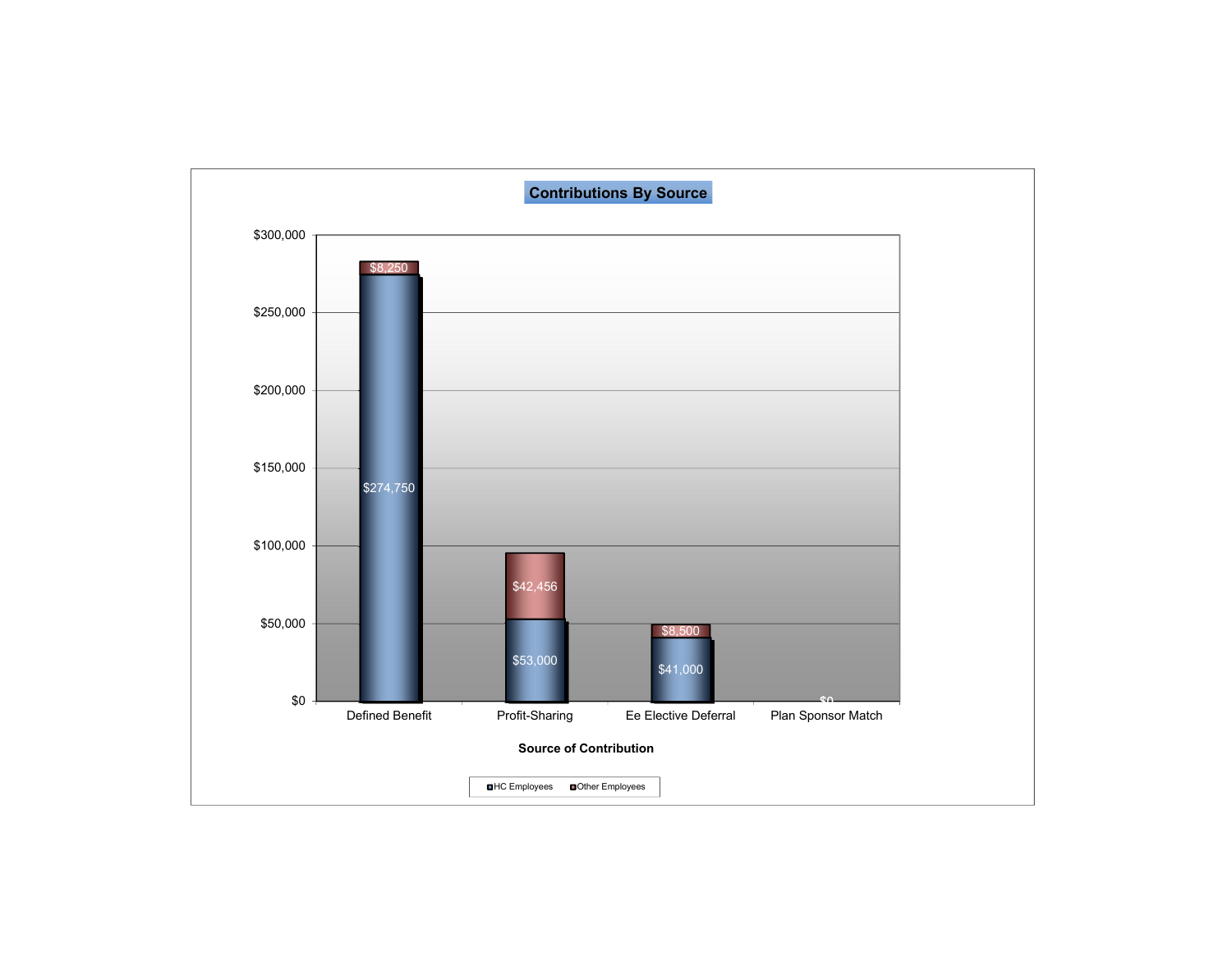## Contributions By Source

| Source of Contribution | HC Employees | Other Employees |
|---|---|---|
| Defined Benefit | $274,750 | $8,250 |
| Profit-Sharing | $53,000 | $42,456 |
| Ee Elective Deferral | $41,000 | $8,500 |
| Plan Sponsor Match | $0 | |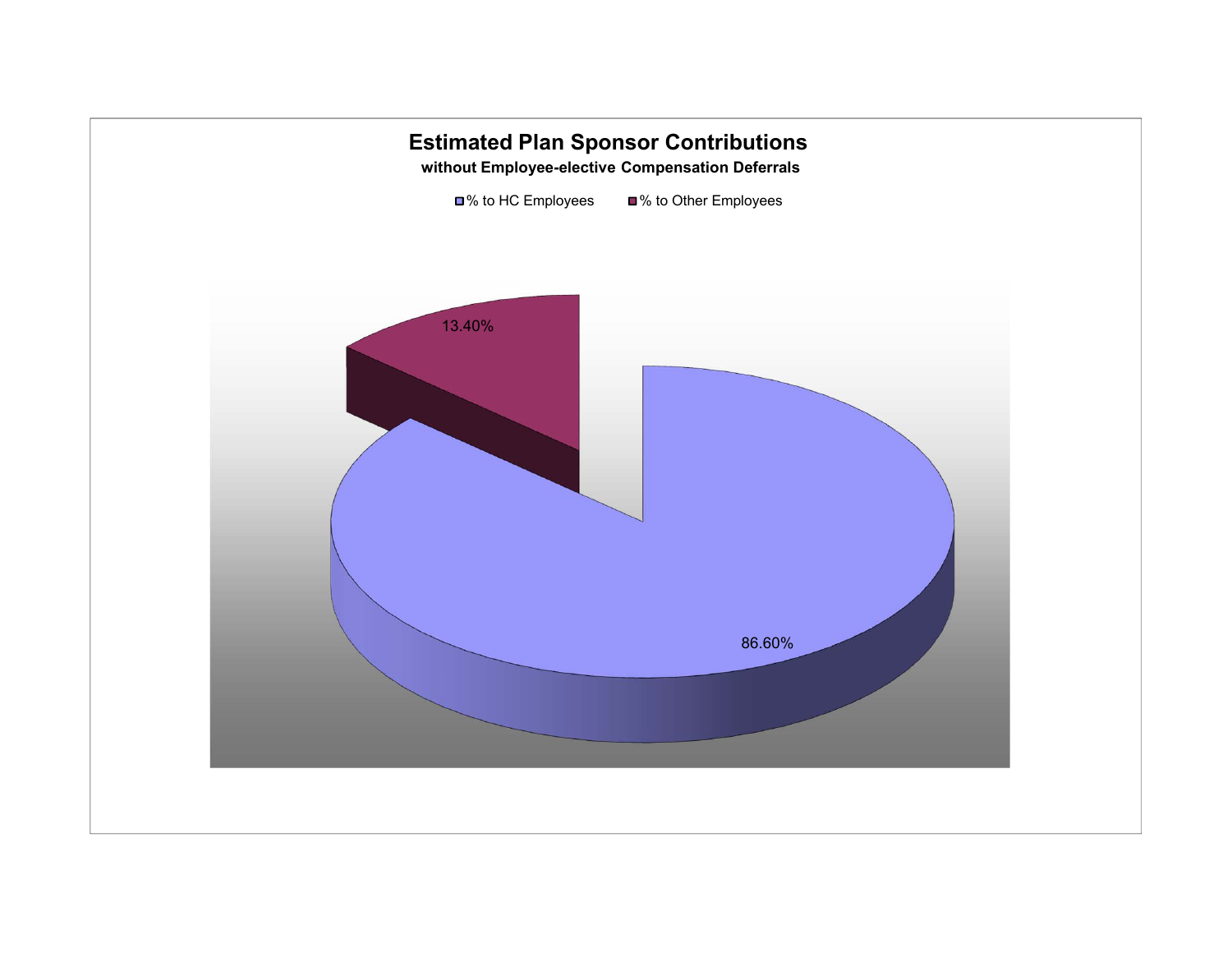# Estimated Plan Sponsor Contributions

**without Employee-elective Compensation Deferrals**

| | Share |
|---|---|
| % to HC Employees | 86.60% |
| % to Other Employees | 13.40% |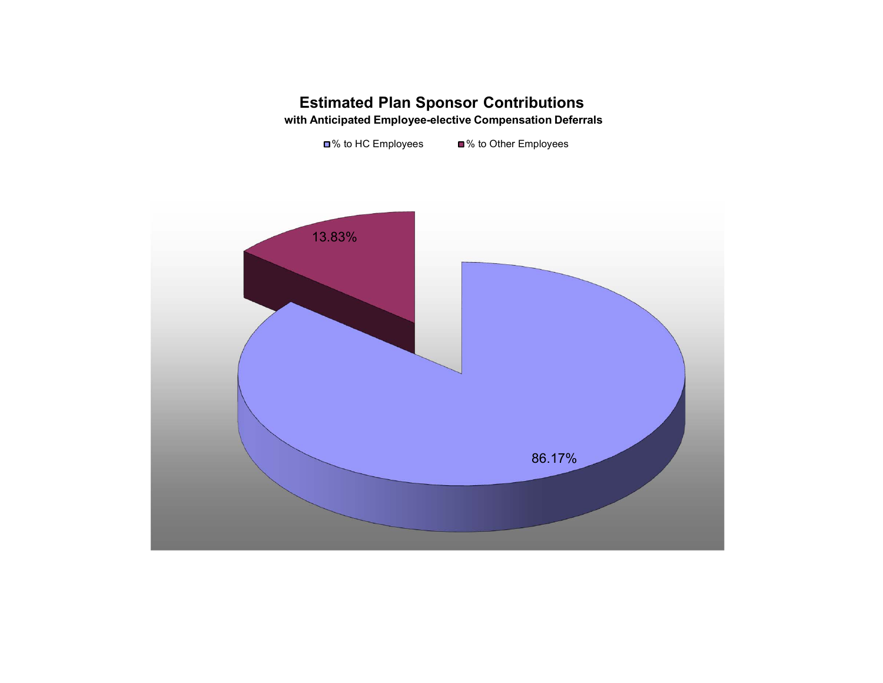# Estimated Plan Sponsor Contributions

**with Anticipated Employee-elective Compensation Deferrals**

% to HC Employees    % to Other Employees

13.83%

86.17%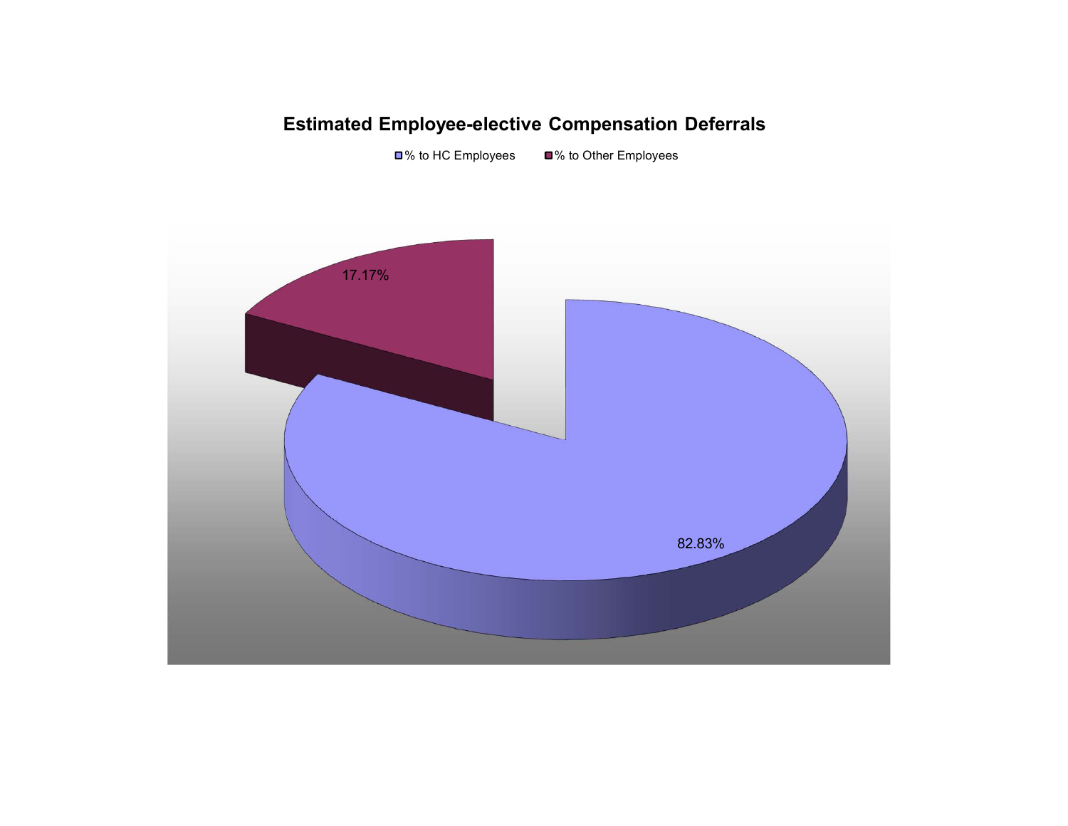# Estimated Employee-elective Compensation Deferrals

% to HC Employees
% to Other Employees

17.17%

82.83%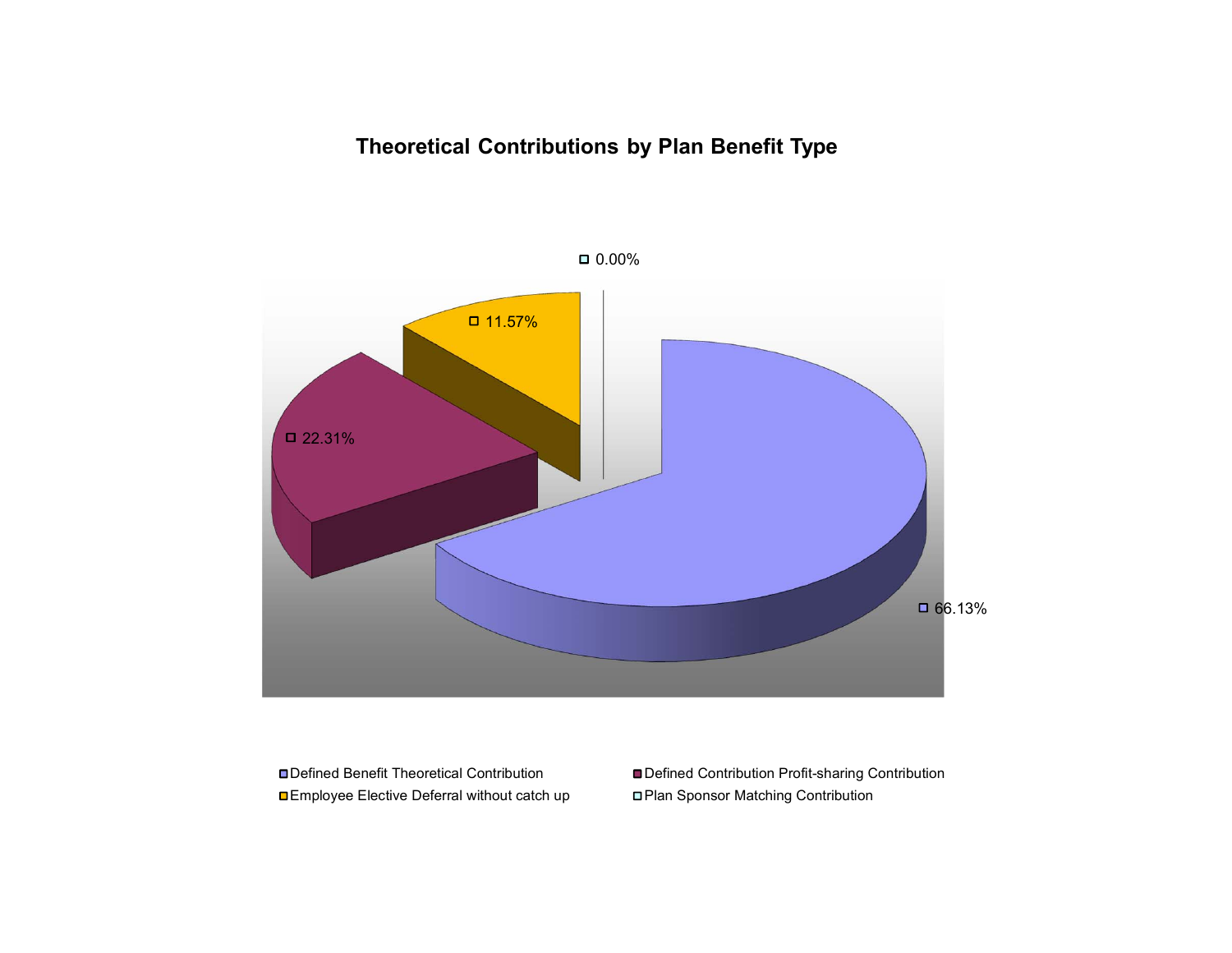# Theoretical Contributions by Plan Benefit Type

| Plan Benefit Type | Percentage |
| --- | --- |
| Defined Benefit Theoretical Contribution | 66.13% |
| Defined Contribution Profit-sharing Contribution | 22.31% |
| Employee Elective Deferral without catch up | 11.57% |
| Plan Sponsor Matching Contribution | 0.00% |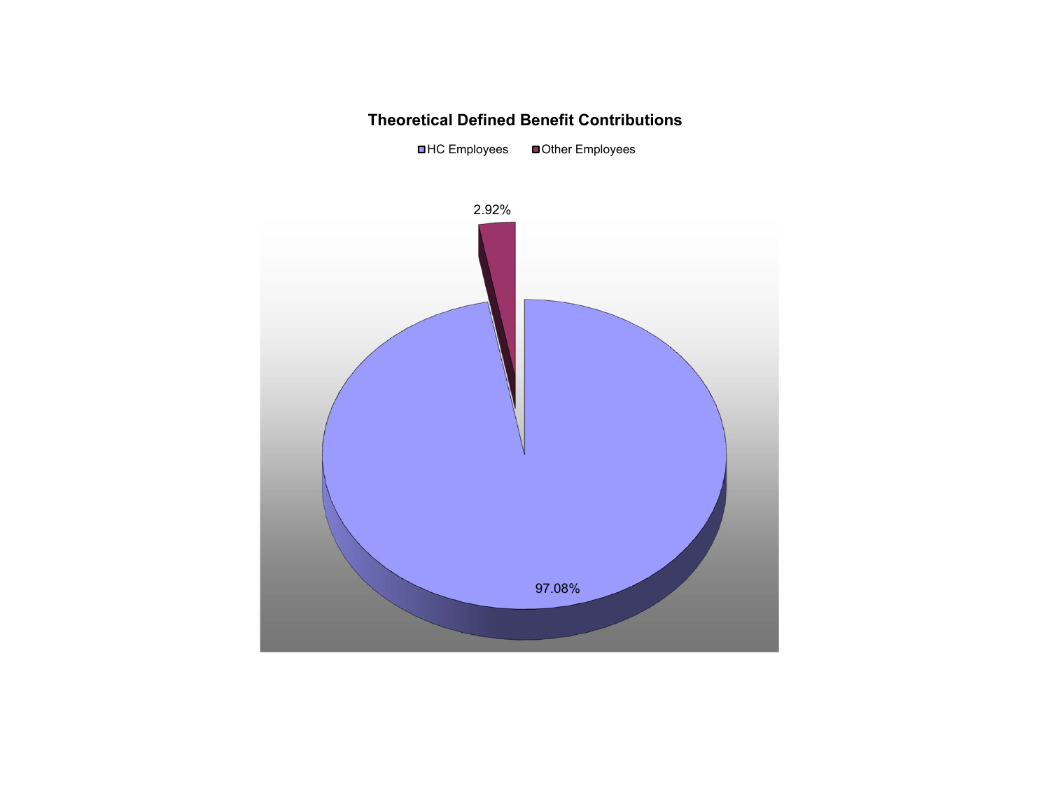**Theoretical Defined Benefit Contributions**

HC Employees | Other Employees

2.92%

97.08%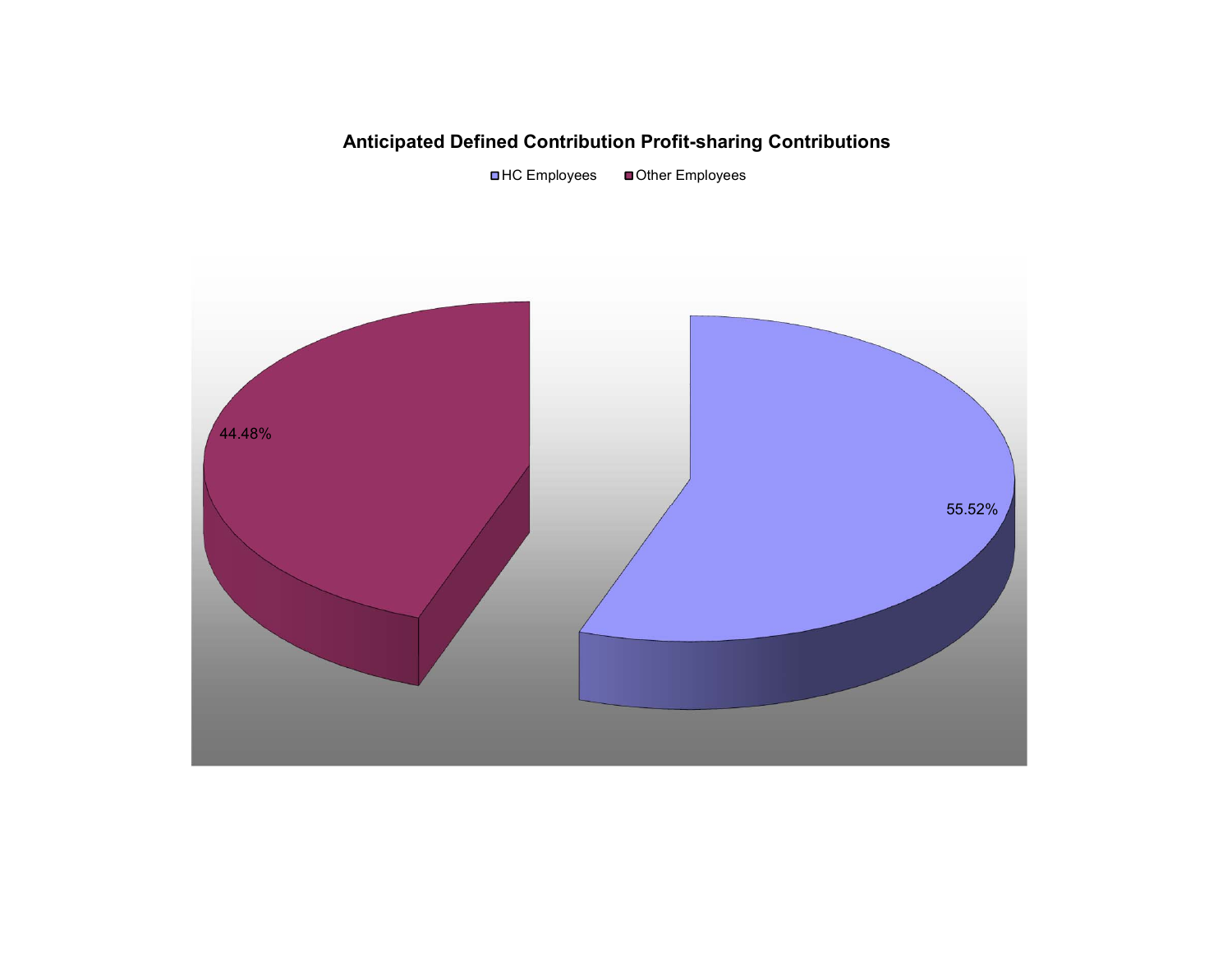**Anticipated Defined Contribution Profit-sharing Contributions**

HC Employees

Other Employees

44.48%

55.52%